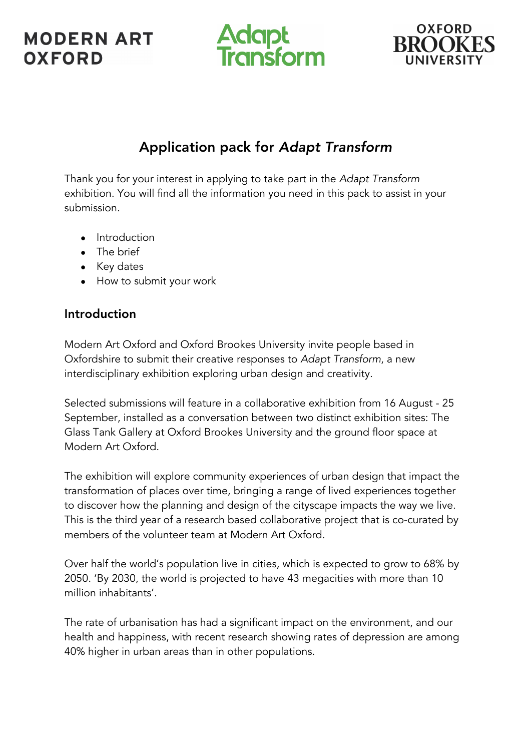MODERN ART OXFORD

Adapt Transform

OXFORD BROOKES UNIVERSITY

# Application pack for *Adapt Transform*

Thank you for your interest in applying to take part in the *Adapt Transform* exhibition. You will find all the information you need in this pack to assist in your submission.

- Introduction
- The brief
- Key dates
- How to submit your work

## Introduction

Modern Art Oxford and Oxford Brookes University invite people based in Oxfordshire to submit their creative responses to *Adapt Transform*, a new interdisciplinary exhibition exploring urban design and creativity.

Selected submissions will feature in a collaborative exhibition from 16 August - 25 September, installed as a conversation between two distinct exhibition sites: The Glass Tank Gallery at Oxford Brookes University and the ground floor space at Modern Art Oxford.

The exhibition will explore community experiences of urban design that impact the transformation of places over time, bringing a range of lived experiences together to discover how the planning and design of the cityscape impacts the way we live. This is the third year of a research based collaborative project that is co-curated by members of the volunteer team at Modern Art Oxford.

Over half the world's population live in cities, which is expected to grow to 68% by 2050. 'By 2030, the world is projected to have 43 megacities with more than 10 million inhabitants'.

The rate of urbanisation has had a significant impact on the environment, and our health and happiness, with recent research showing rates of depression are among 40% higher in urban areas than in other populations.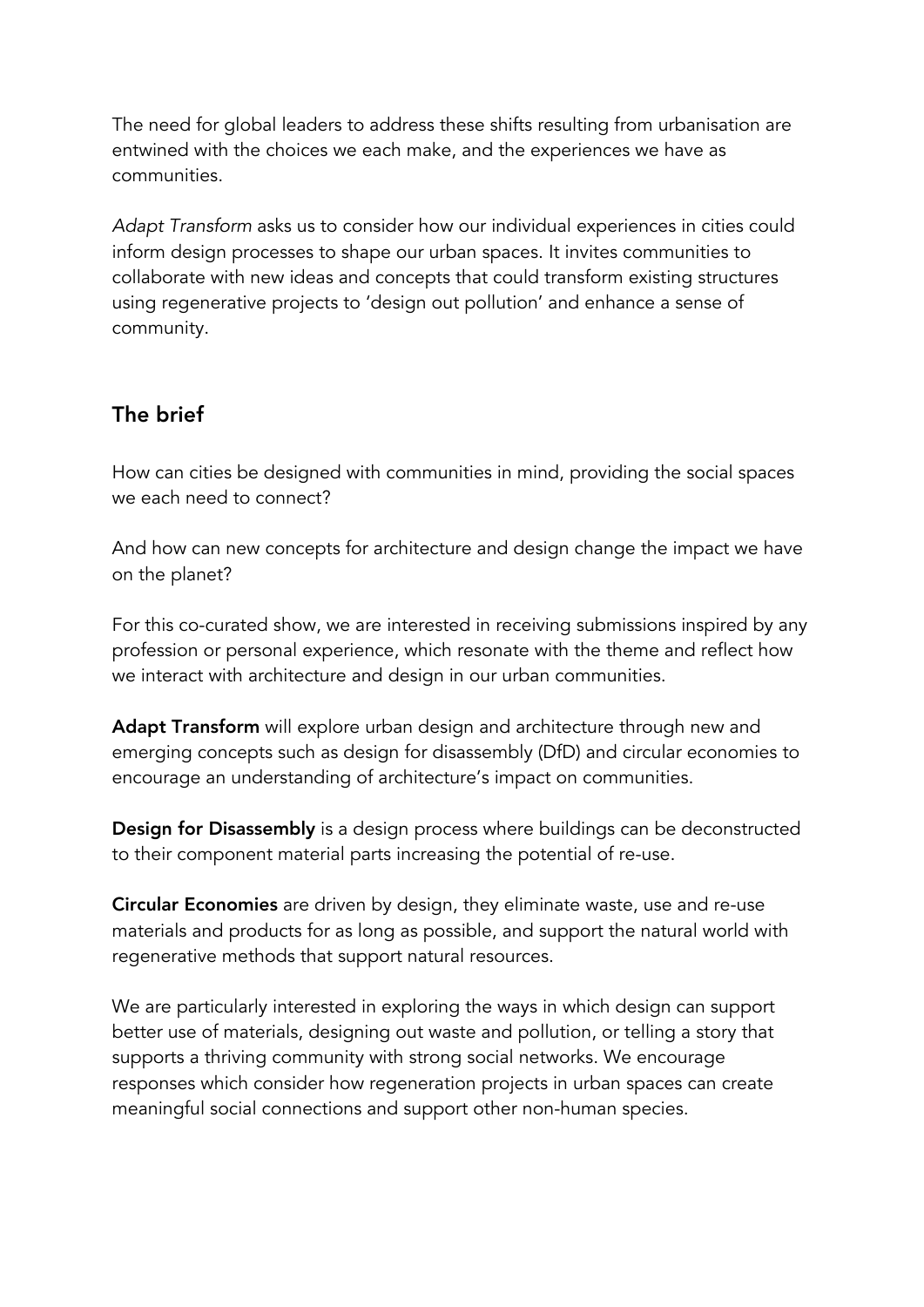The need for global leaders to address these shifts resulting from urbanisation are entwined with the choices we each make, and the experiences we have as communities.

*Adapt Transform* asks us to consider how our individual experiences in cities could inform design processes to shape our urban spaces. It invites communities to collaborate with new ideas and concepts that could transform existing structures using regenerative projects to 'design out pollution' and enhance a sense of community.

## The brief

How can cities be designed with communities in mind, providing the social spaces we each need to connect?

And how can new concepts for architecture and design change the impact we have on the planet?

For this co-curated show, we are interested in receiving submissions inspired by any profession or personal experience, which resonate with the theme and reflect how we interact with architecture and design in our urban communities.

**Adapt Transform** will explore urban design and architecture through new and emerging concepts such as design for disassembly (DfD) and circular economies to encourage an understanding of architecture's impact on communities.

**Design for Disassembly** is a design process where buildings can be deconstructed to their component material parts increasing the potential of re-use.

**Circular Economies** are driven by design, they eliminate waste, use and re-use materials and products for as long as possible, and support the natural world with regenerative methods that support natural resources.

We are particularly interested in exploring the ways in which design can support better use of materials, designing out waste and pollution, or telling a story that supports a thriving community with strong social networks. We encourage responses which consider how regeneration projects in urban spaces can create meaningful social connections and support other non-human species.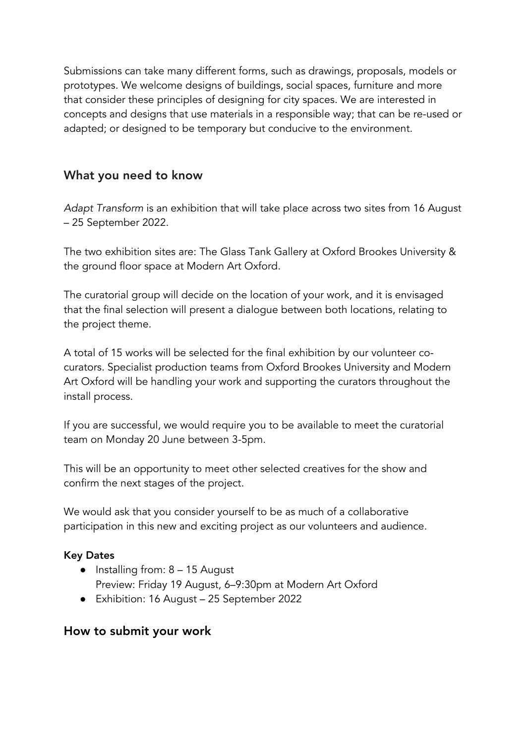Submissions can take many different forms, such as drawings, proposals, models or prototypes. We welcome designs of buildings, social spaces, furniture and more that consider these principles of designing for city spaces. We are interested in concepts and designs that use materials in a responsible way; that can be re-used or adapted; or designed to be temporary but conducive to the environment.

## What you need to know

*Adapt Transform* is an exhibition that will take place across two sites from 16 August – 25 September 2022.

The two exhibition sites are: The Glass Tank Gallery at Oxford Brookes University & the ground floor space at Modern Art Oxford.

The curatorial group will decide on the location of your work, and it is envisaged that the final selection will present a dialogue between both locations, relating to the project theme.

A total of 15 works will be selected for the final exhibition by our volunteer co-curators. Specialist production teams from Oxford Brookes University and Modern Art Oxford will be handling your work and supporting the curators throughout the install process.

If you are successful, we would require you to be available to meet the curatorial team on Monday 20 June between 3-5pm.

This will be an opportunity to meet other selected creatives for the show and confirm the next stages of the project.

We would ask that you consider yourself to be as much of a collaborative participation in this new and exciting project as our volunteers and audience.

**Key Dates**

- Installing from: 8 – 15 August
  Preview: Friday 19 August, 6–9:30pm at Modern Art Oxford
- Exhibition: 16 August – 25 September 2022

## How to submit your work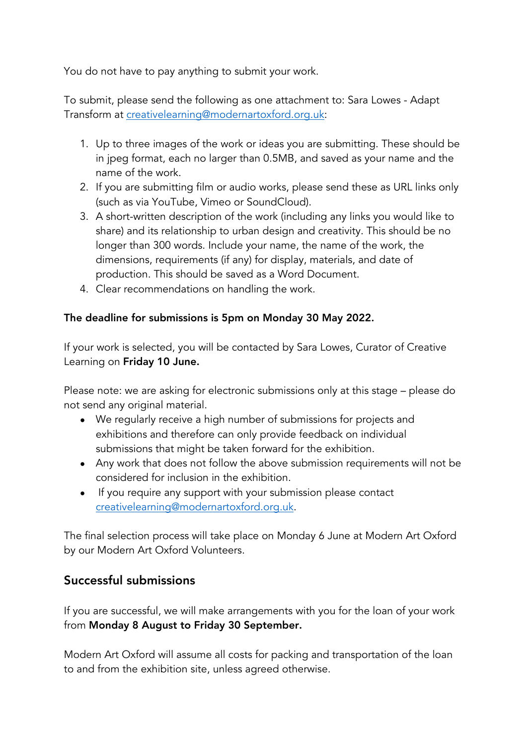You do not have to pay anything to submit your work.

To submit, please send the following as one attachment to: Sara Lowes - Adapt Transform at creativelearning@modernartoxford.org.uk:

1. Up to three images of the work or ideas you are submitting. These should be in jpeg format, each no larger than 0.5MB, and saved as your name and the name of the work.
2. If you are submitting film or audio works, please send these as URL links only (such as via YouTube, Vimeo or SoundCloud).
3. A short-written description of the work (including any links you would like to share) and its relationship to urban design and creativity. This should be no longer than 300 words. Include your name, the name of the work, the dimensions, requirements (if any) for display, materials, and date of production. This should be saved as a Word Document.
4. Clear recommendations on handling the work.

**The deadline for submissions is 5pm on Monday 30 May 2022.**

If your work is selected, you will be contacted by Sara Lowes, Curator of Creative Learning on **Friday 10 June.**

Please note: we are asking for electronic submissions only at this stage – please do not send any original material.

- We regularly receive a high number of submissions for projects and exhibitions and therefore can only provide feedback on individual submissions that might be taken forward for the exhibition.
- Any work that does not follow the above submission requirements will not be considered for inclusion in the exhibition.
- If you require any support with your submission please contact creativelearning@modernartoxford.org.uk.

The final selection process will take place on Monday 6 June at Modern Art Oxford by our Modern Art Oxford Volunteers.

## Successful submissions

If you are successful, we will make arrangements with you for the loan of your work from **Monday 8 August to Friday 30 September.**

Modern Art Oxford will assume all costs for packing and transportation of the loan to and from the exhibition site, unless agreed otherwise.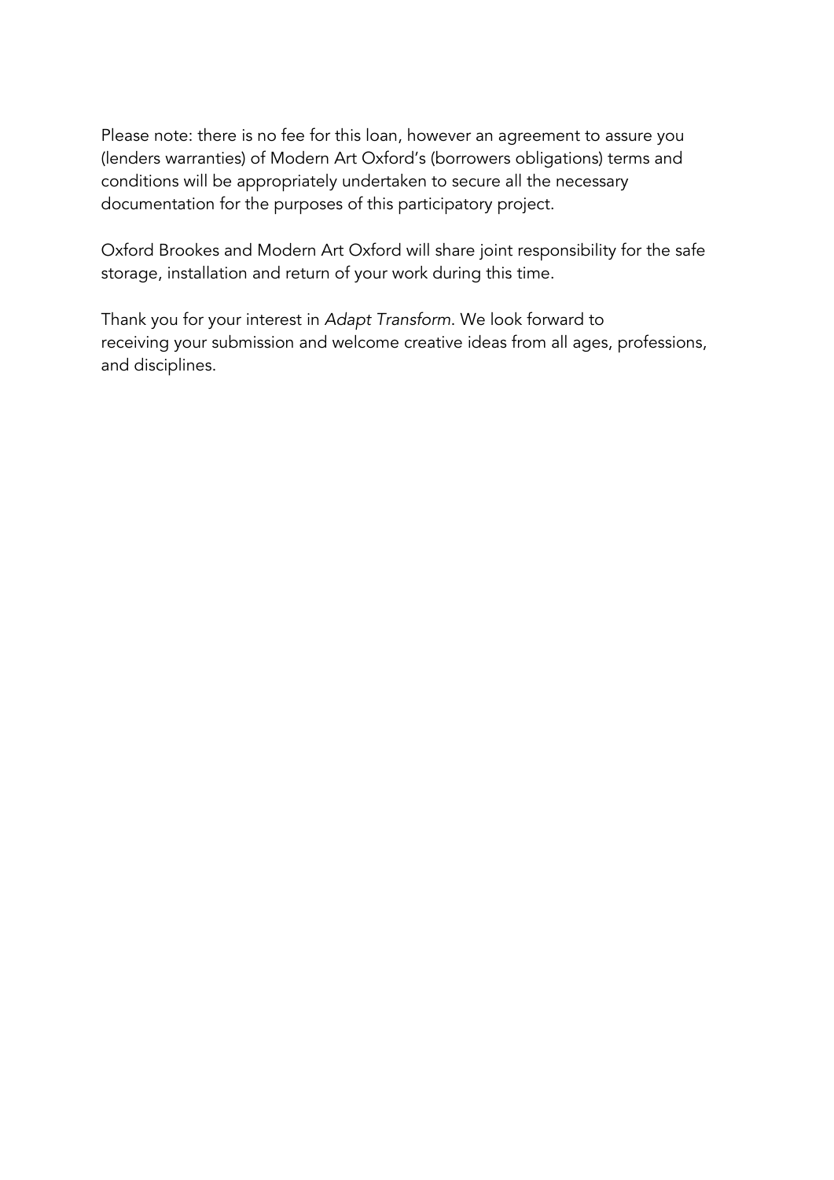Please note: there is no fee for this loan, however an agreement to assure you (lenders warranties) of Modern Art Oxford's (borrowers obligations) terms and conditions will be appropriately undertaken to secure all the necessary documentation for the purposes of this participatory project.

Oxford Brookes and Modern Art Oxford will share joint responsibility for the safe storage, installation and return of your work during this time.

Thank you for your interest in *Adapt Transform*. We look forward to receiving your submission and welcome creative ideas from all ages, professions, and disciplines.